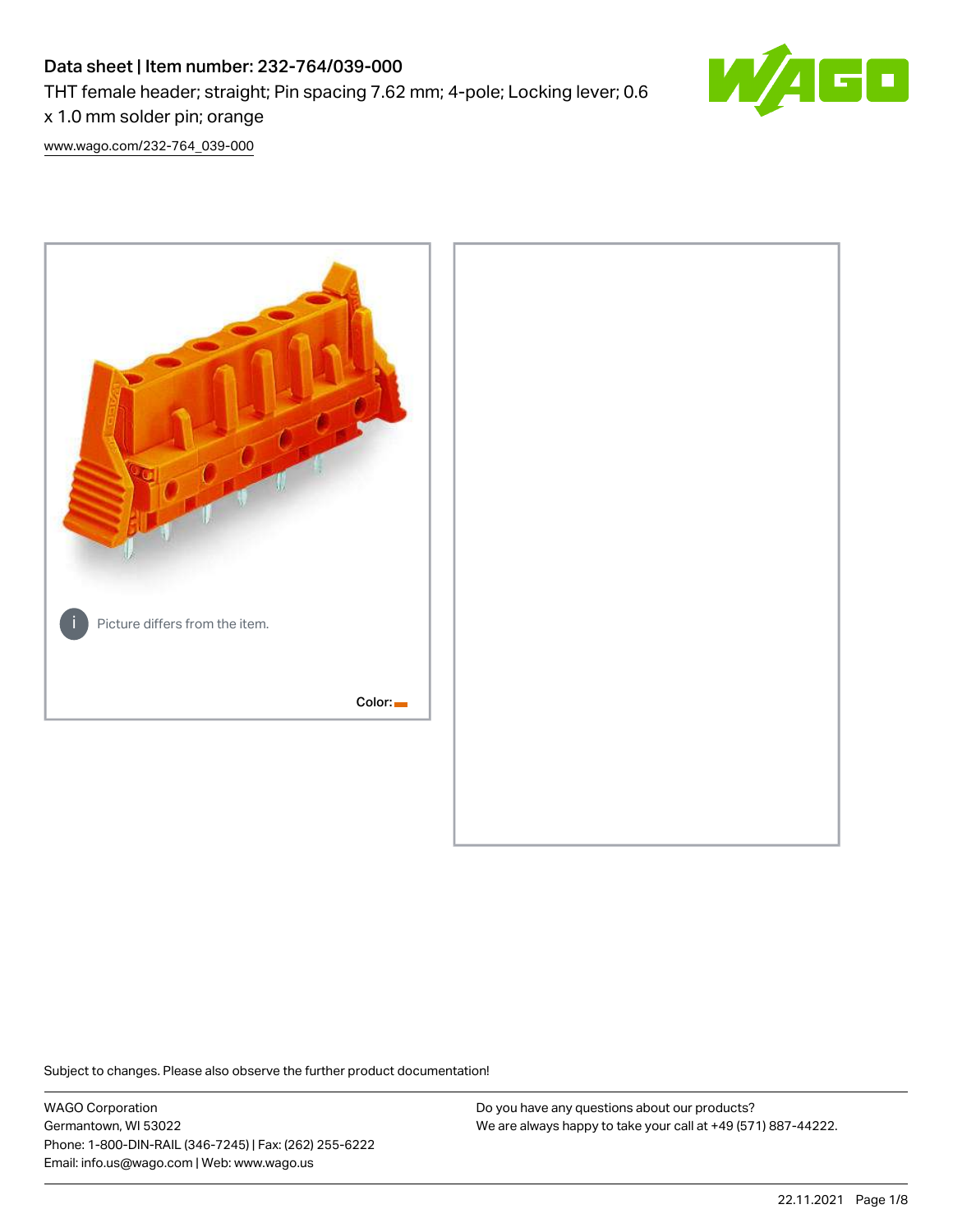# Data sheet | Item number: 232-764/039-000

THT female header; straight; Pin spacing 7.62 mm; 4-pole; Locking lever; 0.6 x 1.0 mm solder pin; orange

www.wago.com/232-764_039-000

Picture differs from the item.

Color:

Subject to changes. Please also observe the further product documentation!

WAGO Corporation
Germantown, WI 53022
Phone: 1-800-DIN-RAIL (346-7245) | Fax: (262) 255-6222
Email: info.us@wago.com | Web: www.wago.us

Do you have any questions about our products?
We are always happy to take your call at +49 (571) 887-44222.

22.11.2021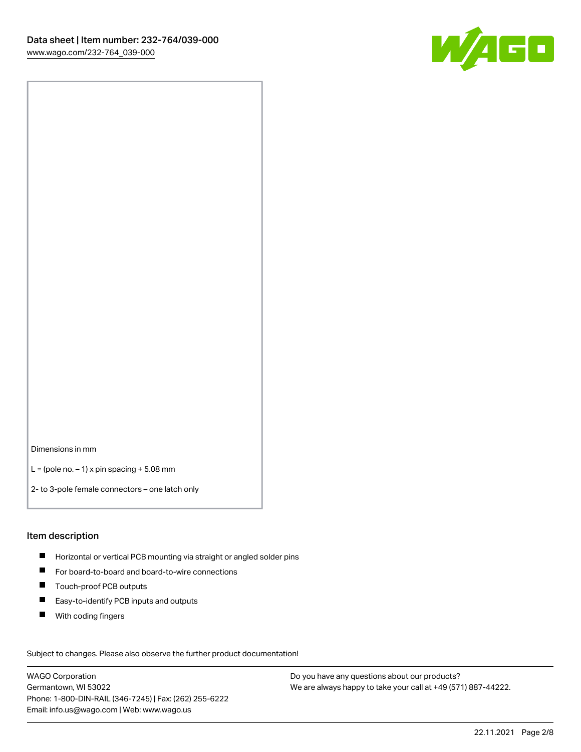Dimensions in mm

L = (pole no. – 1) x pin spacing + 5.08 mm

2- to 3-pole female connectors – one latch only

## Item description

- Horizontal or vertical PCB mounting via straight or angled solder pins
- For board-to-board and board-to-wire connections
- Touch-proof PCB outputs
- Easy-to-identify PCB inputs and outputs
- With coding fingers

Subject to changes. Please also observe the further product documentation!

WAGO Corporation
Germantown, WI 53022
Phone: 1-800-DIN-RAIL (346-7245) | Fax: (262) 255-6222
Email: info.us@wago.com | Web: www.wago.us

Do you have any questions about our products?
We are always happy to take your call at +49 (571) 887-44222.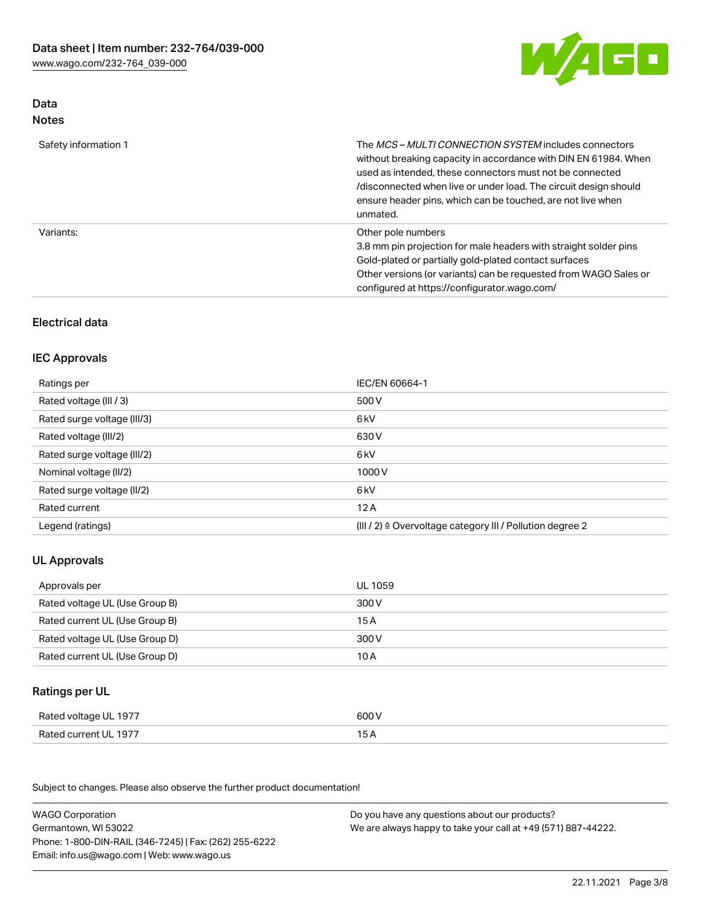## Data
### Notes

| | |
|---|---|
| Safety information 1 | The *MCS – MULTI CONNECTION SYSTEM* includes connectors without breaking capacity in accordance with DIN EN 61984. When used as intended, these connectors must not be connected /disconnected when live or under load. The circuit design should ensure header pins, which can be touched, are not live when unmated. |
| Variants: | Other pole numbers<br>3.8 mm pin projection for male headers with straight solder pins<br>Gold-plated or partially gold-plated contact surfaces<br>Other versions (or variants) can be requested from WAGO Sales or configured at https://configurator.wago.com/ |

## Electrical data

### IEC Approvals

| | |
|---|---|
| Ratings per | IEC/EN 60664-1 |
| Rated voltage (III / 3) | 500 V |
| Rated surge voltage (III/3) | 6 kV |
| Rated voltage (III/2) | 630 V |
| Rated surge voltage (III/2) | 6 kV |
| Nominal voltage (II/2) | 1000 V |
| Rated surge voltage (II/2) | 6 kV |
| Rated current | 12 A |
| Legend (ratings) | (III / 2) ≙ Overvoltage category III / Pollution degree 2 |

### UL Approvals

| | |
|---|---|
| Approvals per | UL 1059 |
| Rated voltage UL (Use Group B) | 300 V |
| Rated current UL (Use Group B) | 15 A |
| Rated voltage UL (Use Group D) | 300 V |
| Rated current UL (Use Group D) | 10 A |

### Ratings per UL

| | |
|---|---|
| Rated voltage UL 1977 | 600 V |
| Rated current UL 1977 | 15 A |

Subject to changes. Please also observe the further product documentation!

WAGO Corporation
Germantown, WI 53022
Phone: 1-800-DIN-RAIL (346-7245) | Fax: (262) 255-6222
Email: info.us@wago.com | Web: www.wago.us

Do you have any questions about our products?
We are always happy to take your call at +49 (571) 887-44222.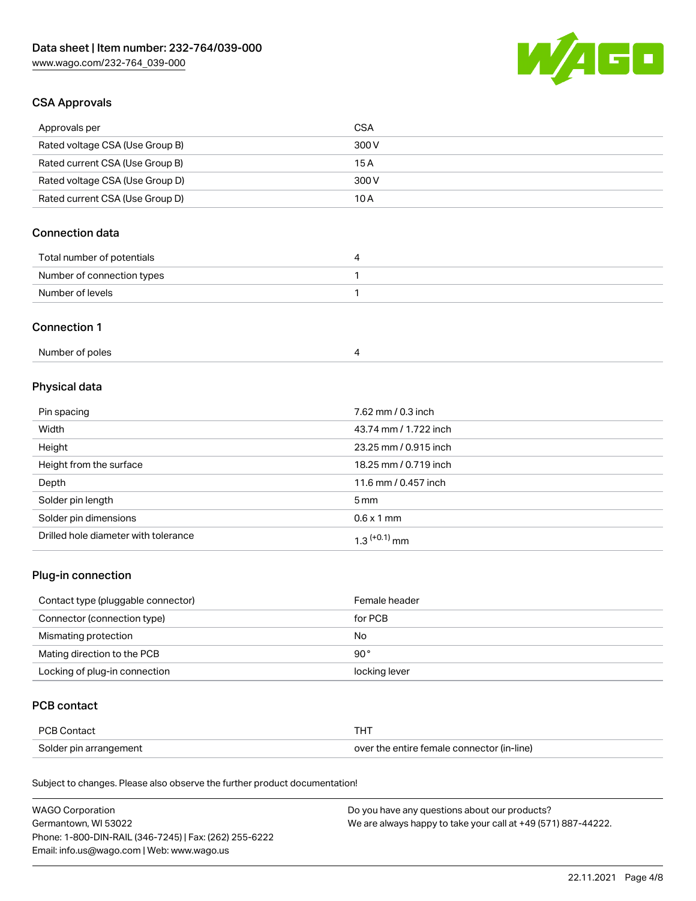## CSA Approvals

| Approvals per | CSA |
| --- | --- |
| Rated voltage CSA (Use Group B) | 300 V |
| Rated current CSA (Use Group B) | 15 A |
| Rated voltage CSA (Use Group D) | 300 V |
| Rated current CSA (Use Group D) | 10 A |

## Connection data

| Total number of potentials | 4 |
| --- | --- |
| Number of connection types | 1 |
| Number of levels | 1 |

## Connection 1

| Number of poles | 4 |
| --- | --- |

## Physical data

| Pin spacing | 7.62 mm / 0.3 inch |
| --- | --- |
| Width | 43.74 mm / 1.722 inch |
| Height | 23.25 mm / 0.915 inch |
| Height from the surface | 18.25 mm / 0.719 inch |
| Depth | 11.6 mm / 0.457 inch |
| Solder pin length | 5 mm |
| Solder pin dimensions | 0.6 x 1 mm |
| Drilled hole diameter with tolerance | $1.3^{(+0.1)}$ mm |

## Plug-in connection

| Contact type (pluggable connector) | Female header |
| --- | --- |
| Connector (connection type) | for PCB |
| Mismating protection | No |
| Mating direction to the PCB | 90 ° |
| Locking of plug-in connection | locking lever |

## PCB contact

| PCB Contact | THT |
| --- | --- |
| Solder pin arrangement | over the entire female connector (in-line) |

Subject to changes. Please also observe the further product documentation!

WAGO Corporation
Germantown, WI 53022
Phone: 1-800-DIN-RAIL (346-7245) | Fax: (262) 255-6222
Email: info.us@wago.com | Web: www.wago.us

Do you have any questions about our products?
We are always happy to take your call at +49 (571) 887-44222.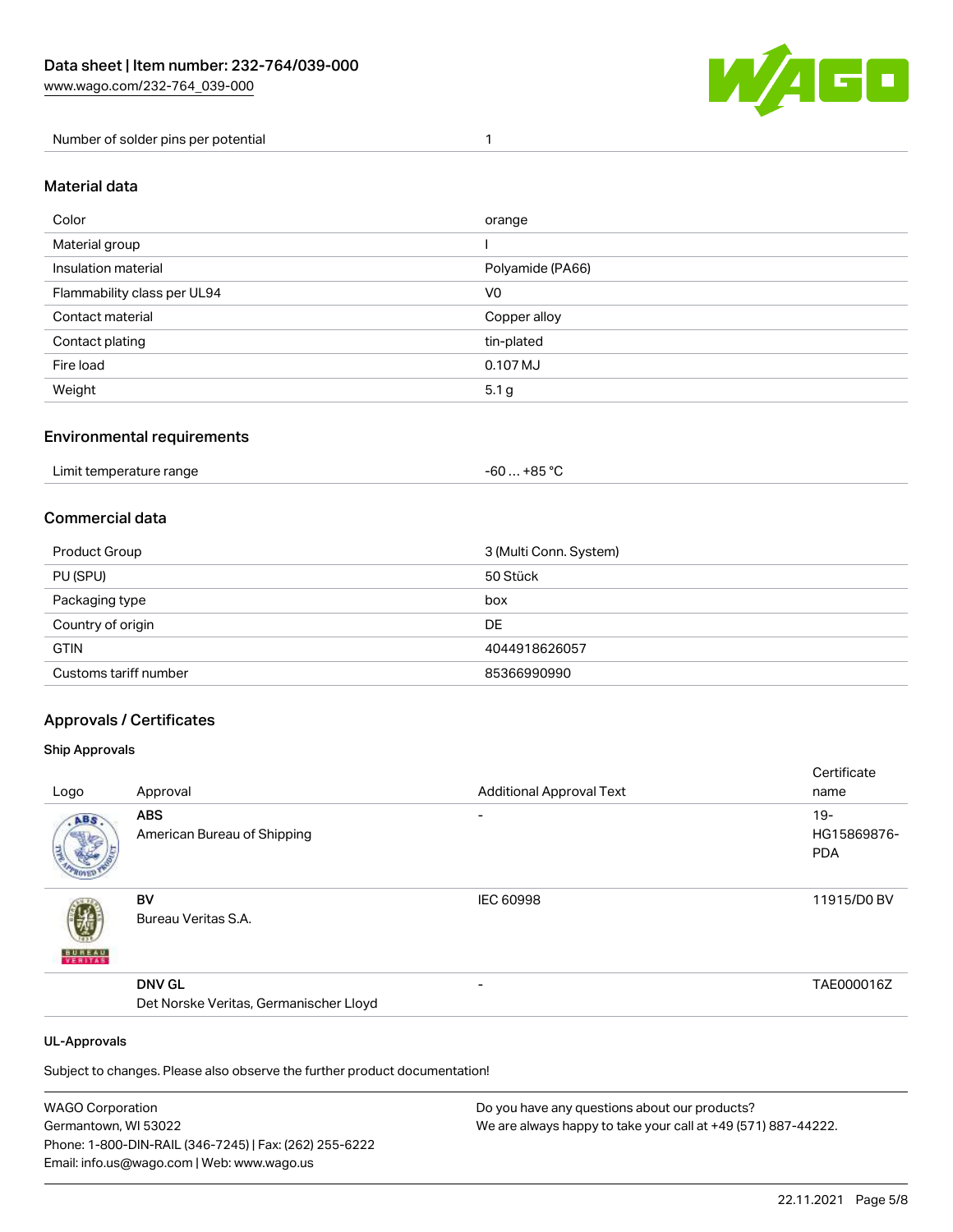| Number of solder pins per potential | 1 |
| --- | --- |

## Material data

| Color | orange |
| --- | --- |
| Material group | I |
| Insulation material | Polyamide (PA66) |
| Flammability class per UL94 | V0 |
| Contact material | Copper alloy |
| Contact plating | tin-plated |
| Fire load | 0.107 MJ |
| Weight | 5.1 g |

## Environmental requirements

| Limit temperature range | -60 … +85 °C |
| --- | --- |

## Commercial data

| Product Group | 3 (Multi Conn. System) |
| --- | --- |
| PU (SPU) | 50 Stück |
| Packaging type | box |
| Country of origin | DE |
| GTIN | 4044918626057 |
| Customs tariff number | 85366990990 |

## Approvals / Certificates

### Ship Approvals

| Logo | Approval | Additional Approval Text | Certificate name |
| --- | --- | --- | --- |
| | **ABS**<br>American Bureau of Shipping | - | 19-HG15869876-PDA |
| | **BV**<br>Bureau Veritas S.A. | IEC 60998 | 11915/D0 BV |
| | **DNV GL**<br>Det Norske Veritas, Germanischer Lloyd | - | TAE000016Z |

### UL-Approvals

Subject to changes. Please also observe the further product documentation!

WAGO Corporation
Germantown, WI 53022
Phone: 1-800-DIN-RAIL (346-7245) | Fax: (262) 255-6222
Email: info.us@wago.com | Web: www.wago.us

Do you have any questions about our products?
We are always happy to take your call at +49 (571) 887-44222.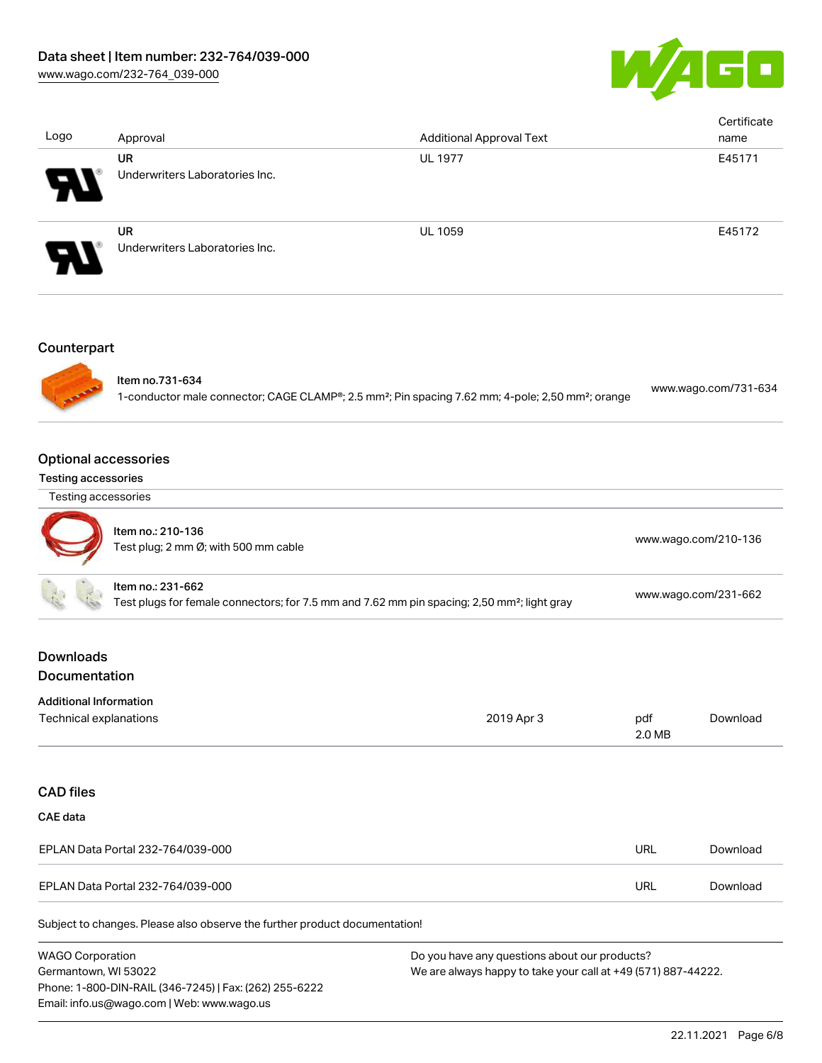| Logo | Approval | Additional Approval Text | Certificate name |
| --- | --- | --- | --- |
| | **UR** Underwriters Laboratories Inc. | UL 1977 | E45171 |
| | **UR** Underwriters Laboratories Inc. | UL 1059 | E45172 |

## Counterpart

| | | |
| --- | --- | --- |
| | Item no.731-634 1-conductor male connector; CAGE CLAMP®; 2.5 mm²; Pin spacing 7.62 mm; 4-pole; 2,50 mm²; orange | www.wago.com/731-634 |

## Optional accessories

### Testing accessories

| Testing accessories | | |
| --- | --- | --- |
| | Item no.: 210-136 Test plug; 2 mm Ø; with 500 mm cable | www.wago.com/210-136 |
| | Item no.: 231-662 Test plugs for female connectors; for 7.5 mm and 7.62 mm pin spacing; 2,50 mm²; light gray | www.wago.com/231-662 |

## Downloads
## Documentation

**Additional Information**

| | | | |
| --- | --- | --- | --- |
| Technical explanations | 2019 Apr 3 | pdf 2.0 MB | Download |

## CAD files

**CAE data**

| | | |
| --- | --- | --- |
| EPLAN Data Portal 232-764/039-000 | URL | Download |
| EPLAN Data Portal 232-764/039-000 | URL | Download |

Subject to changes. Please also observe the further product documentation!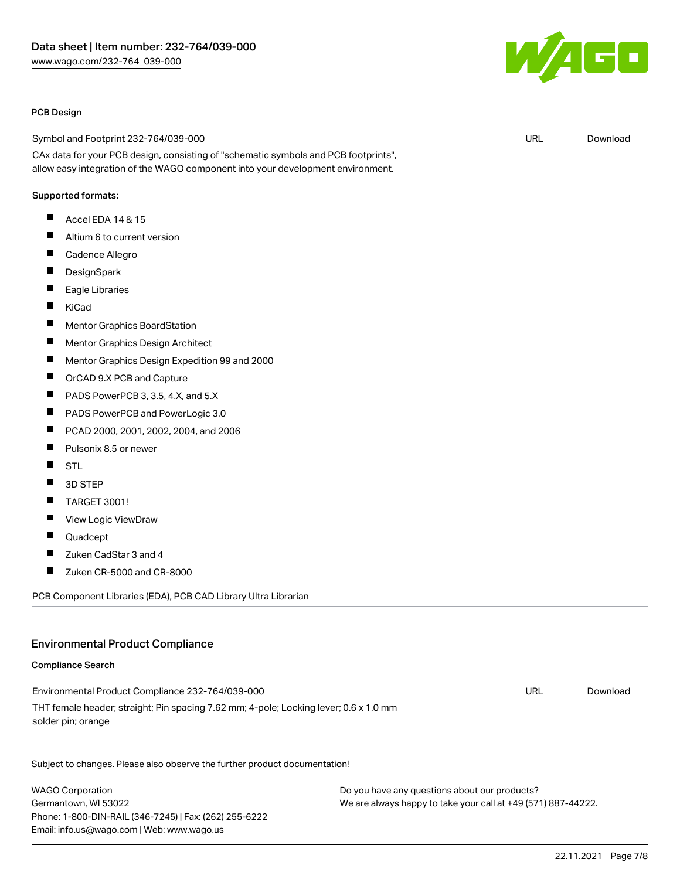#### PCB Design

| Symbol and Footprint 232-764/039-000 | URL | Download |
| --- | --- | --- |
| CAx data for your PCB design, consisting of "schematic symbols and PCB footprints", allow easy integration of the WAGO component into your development environment. | | |

Supported formats:

- Accel EDA 14 & 15
- Altium 6 to current version
- Cadence Allegro
- DesignSpark
- Eagle Libraries
- KiCad
- Mentor Graphics BoardStation
- Mentor Graphics Design Architect
- Mentor Graphics Design Expedition 99 and 2000
- OrCAD 9.X PCB and Capture
- PADS PowerPCB 3, 3.5, 4.X, and 5.X
- PADS PowerPCB and PowerLogic 3.0
- PCAD 2000, 2001, 2002, 2004, and 2006
- Pulsonix 8.5 or newer
- STL
- 3D STEP
- TARGET 3001!
- View Logic ViewDraw
- Quadcept
- Zuken CadStar 3 and 4
- Zuken CR-5000 and CR-8000

PCB Component Libraries (EDA), PCB CAD Library Ultra Librarian

## Environmental Product Compliance

#### Compliance Search

| Environmental Product Compliance 232-764/039-000 | URL | Download |
| --- | --- | --- |
| THT female header; straight; Pin spacing 7.62 mm; 4-pole; Locking lever; 0.6 x 1.0 mm solder pin; orange | | |

Subject to changes. Please also observe the further product documentation!

WAGO Corporation
Germantown, WI 53022
Phone: 1-800-DIN-RAIL (346-7245) | Fax: (262) 255-6222
Email: info.us@wago.com | Web: www.wago.us

Do you have any questions about our products?
We are always happy to take your call at +49 (571) 887-44222.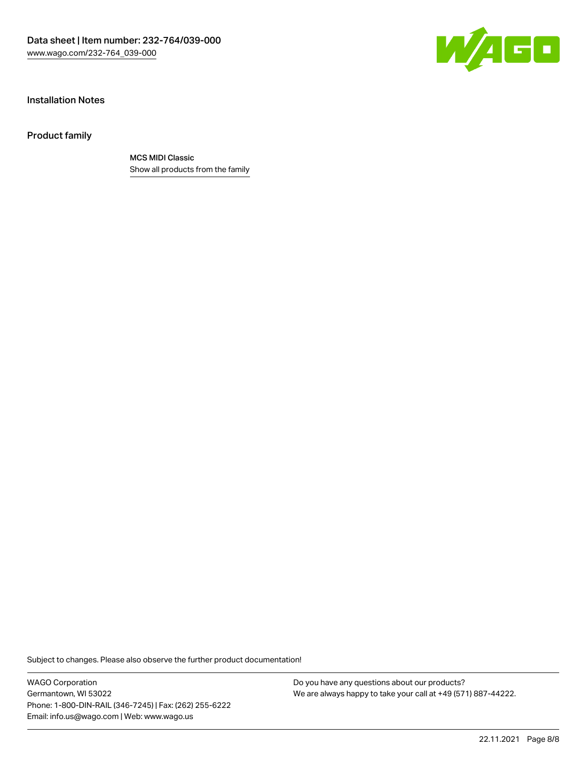## Installation Notes

## Product family

MCS MIDI Classic
Show all products from the family

Subject to changes. Please also observe the further product documentation!

WAGO Corporation
Germantown, WI 53022
Phone: 1-800-DIN-RAIL (346-7245) | Fax: (262) 255-6222
Email: info.us@wago.com | Web: www.wago.us

Do you have any questions about our products?
We are always happy to take your call at +49 (571) 887-44222.

22.11.2021